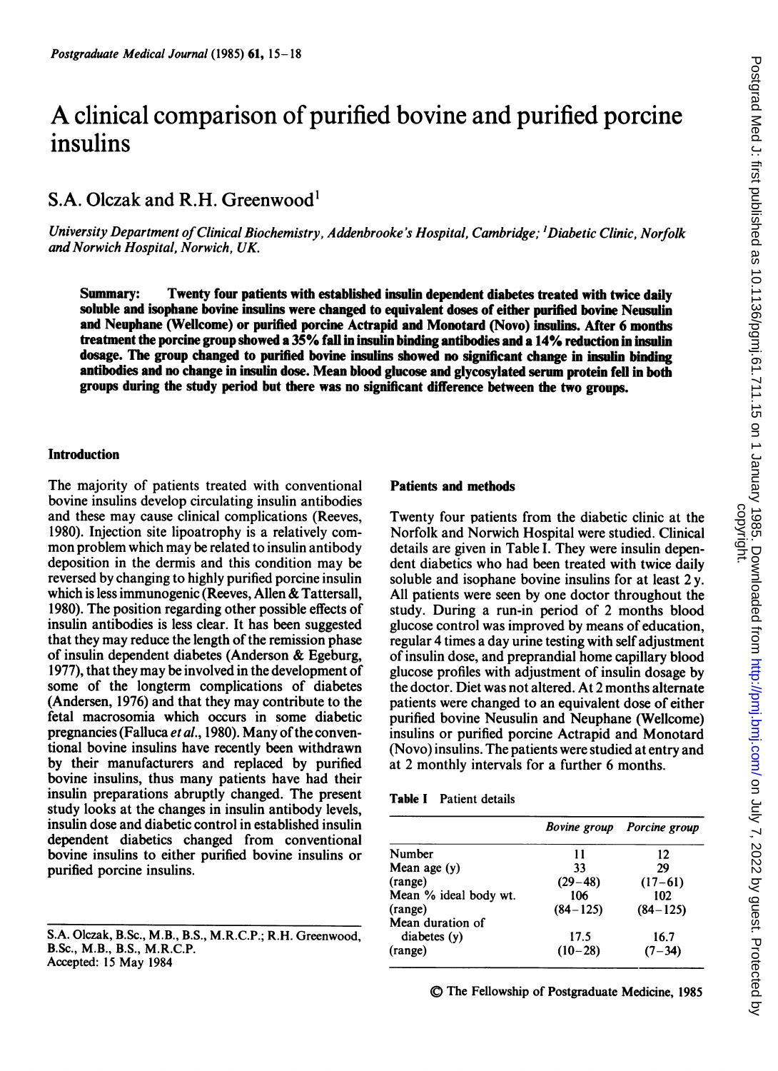# A clinical comparison of purified bovine and purified porcine insulins

S.A. Olczak and R.H. Greenwood[1]

*University Department of Clinical Biochemistry, Addenbrooke's Hospital, Cambridge; [1]Diabetic Clinic, Norfolk and Norwich Hospital, Norwich, UK.*

**Summary: Twenty four patients with established insulin dependent diabetes treated with twice daily soluble and isophane bovine insulins were changed to equivalent doses of either purified bovine Neusulin and Neuphane (Wellcome) or purified porcine Actrapid and Monotard (Novo) insulins. After 6 months treatment the porcine group showed a 35% fall in insulin binding antibodies and a 14% reduction in insulin dosage. The group changed to purified bovine insulins showed no significant change in insulin binding antibodies and no change in insulin dose. Mean blood glucose and glycosylated serum protein fell in both groups during the study period but there was no significant difference between the two groups.**

## Introduction

The majority of patients treated with conventional bovine insulins develop circulating insulin antibodies and these may cause clinical complications (Reeves, 1980). Injection site lipoatrophy is a relatively common problem which may be related to insulin antibody deposition in the dermis and this condition may be reversed by changing to highly purified porcine insulin which is less immunogenic (Reeves, Allen & Tattersall, 1980). The position regarding other possible effects of insulin antibodies is less clear. It has been suggested that they may reduce the length of the remission phase of insulin dependent diabetes (Anderson & Egeburg, 1977), that they may be involved in the development of some of the longterm complications of diabetes (Andersen, 1976) and that they may contribute to the fetal macrosomia which occurs in some diabetic pregnancies (Falluca *et al.*, 1980). Many of the conventional bovine insulins have recently been withdrawn by their manufacturers and replaced by purified bovine insulins, thus many patients have had their insulin preparations abruptly changed. The present study looks at the changes in insulin antibody levels, insulin dose and diabetic control in established insulin dependent diabetics changed from conventional bovine insulins to either purified bovine insulins or purified porcine insulins.

## Patients and methods

Twenty four patients from the diabetic clinic at the Norfolk and Norwich Hospital were studied. Clinical details are given in Table I. They were insulin dependent diabetics who had been treated with twice daily soluble and isophane bovine insulins for at least 2 y. All patients were seen by one doctor throughout the study. During a run-in period of 2 months blood glucose control was improved by means of education, regular 4 times a day urine testing with self adjustment of insulin dose, and preprandial home capillary blood glucose profiles with adjustment of insulin dosage by the doctor. Diet was not altered. At 2 months alternate patients were changed to an equivalent dose of either purified bovine Neusulin and Neuphane (Wellcome) insulins or purified porcine Actrapid and Monotard (Novo) insulins. The patients were studied at entry and at 2 monthly intervals for a further 6 months.

**Table I** Patient details

| | *Bovine group* | *Porcine group* |
|---|---|---|
| Number | 11 | 12 |
| Mean age (y) | 33 | 29 |
| (range) | (29–48) | (17–61) |
| Mean % ideal body wt. | 106 | 102 |
| (range) | (84–125) | (84–125) |
| Mean duration of diabetes (y) | 17.5 | 16.7 |
| (range) | (10–28) | (7–34) |

S.A. Olczak, B.Sc., M.B., B.S., M.R.C.P.; R.H. Greenwood, B.Sc., M.B., B.S., M.R.C.P.
Accepted: 15 May 1984

© The Fellowship of Postgraduate Medicine, 1985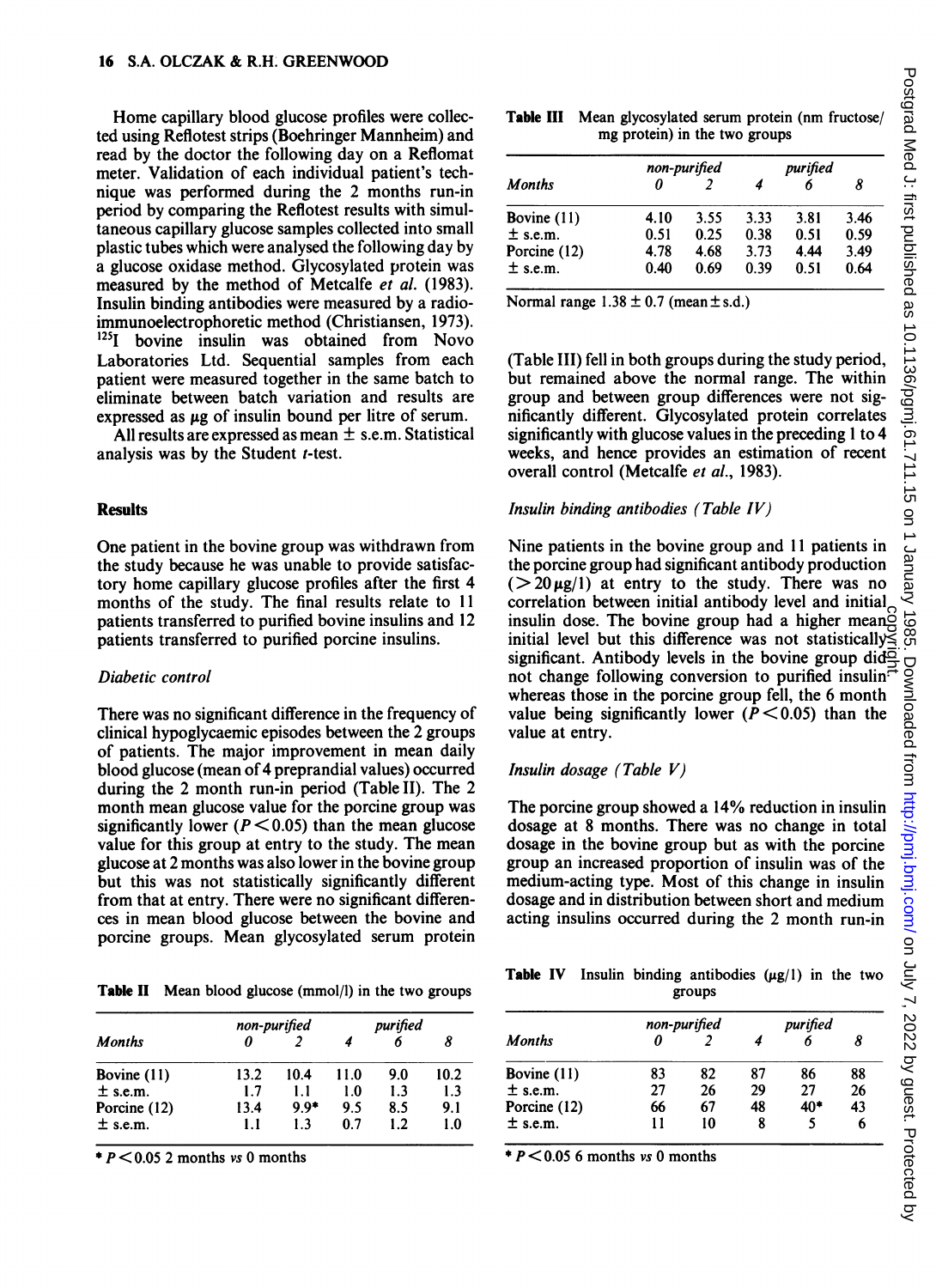Home capillary blood glucose profiles were collected using Reflotest strips (Boehringer Mannheim) and read by the doctor the following day on a Reflomat meter. Validation of each individual patient's technique was performed during the 2 months run-in period by comparing the Reflotest results with simultaneous capillary glucose samples collected into small plastic tubes which were analysed the following day by a glucose oxidase method. Glycosylated protein was measured by the method of Metcalfe *et al.* (1983). Insulin binding antibodies were measured by a radioimmunoelectrophoretic method (Christiansen, 1973). $^{125}$I bovine insulin was obtained from Novo Laboratories Ltd. Sequential samples from each patient were measured together in the same batch to eliminate between batch variation and results are expressed as μg of insulin bound per litre of serum.

All results are expressed as mean ± s.e.m. Statistical analysis was by the Student *t*-test.

## Results

One patient in the bovine group was withdrawn from the study because he was unable to provide satisfactory home capillary glucose profiles after the first 4 months of the study. The final results relate to 11 patients transferred to purified bovine insulins and 12 patients transferred to purified porcine insulins.

### *Diabetic control*

There was no significant difference in the frequency of clinical hypoglycaemic episodes between the 2 groups of patients. The major improvement in mean daily blood glucose (mean of 4 preprandial values) occurred during the 2 month run-in period (Table II). The 2 month mean glucose value for the porcine group was significantly lower ($P<0.05$) than the mean glucose value for this group at entry to the study. The mean glucose at 2 months was also lower in the bovine group but this was not statistically significantly different from that at entry. There were no significant differences in mean blood glucose between the bovine and porcine groups. Mean glycosylated serum protein (Table III) fell in both groups during the study period, but remained above the normal range. The within group and between group differences were not significantly different. Glycosylated protein correlates significantly with glucose values in the preceding 1 to 4 weeks, and hence provides an estimation of recent overall control (Metcalfe *et al.*, 1983).

**Table II** Mean blood glucose (mmol/l) in the two groups

| Months | non-purified 0 | non-purified 2 | 4 | purified 6 | purified 8 |
|---|---|---|---|---|---|
| Bovine (11) | 13.2 | 10.4 | 11.0 | 9.0 | 10.2 |
| ± s.e.m. | 1.7 | 1.1 | 1.0 | 1.3 | 1.3 |
| Porcine (12) | 13.4 | 9.9* | 9.5 | 8.5 | 9.1 |
| ± s.e.m. | 1.1 | 1.3 | 0.7 | 1.2 | 1.0 |

* $P<0.05$ 2 months *vs* 0 months

**Table III** Mean glycosylated serum protein (nm fructose/mg protein) in the two groups

| Months | non-purified 0 | non-purified 2 | 4 | purified 6 | purified 8 |
|---|---|---|---|---|---|
| Bovine (11) | 4.10 | 3.55 | 3.33 | 3.81 | 3.46 |
| ± s.e.m. | 0.51 | 0.25 | 0.38 | 0.51 | 0.59 |
| Porcine (12) | 4.78 | 4.68 | 3.73 | 4.44 | 3.49 |
| ± s.e.m. | 0.40 | 0.69 | 0.39 | 0.51 | 0.64 |

Normal range 1.38 ± 0.7 (mean ± s.d.)

### *Insulin binding antibodies (Table IV)*

Nine patients in the bovine group and 11 patients in the porcine group had significant antibody production (>20 μg/l) at entry to the study. There was no correlation between initial antibody level and initial insulin dose. The bovine group had a higher mean initial level but this difference was not statistically significant. Antibody levels in the bovine group did not change following conversion to purified insulin whereas those in the porcine group fell, the 6 month value being significantly lower ($P<0.05$) than the value at entry.

### *Insulin dosage (Table V)*

The porcine group showed a 14% reduction in insulin dosage at 8 months. There was no change in total dosage in the bovine group but as with the porcine group an increased proportion of insulin was of the medium-acting type. Most of this change in insulin dosage and in distribution between short and medium acting insulins occurred during the 2 month run-in

**Table IV** Insulin binding antibodies (μg/l) in the two groups

| Months | non-purified 0 | non-purified 2 | 4 | purified 6 | purified 8 |
|---|---|---|---|---|---|
| Bovine (11) | 83 | 82 | 87 | 86 | 88 |
| ± s.e.m. | 27 | 26 | 29 | 27 | 26 |
| Porcine (12) | 66 | 67 | 48 | 40* | 43 |
| ± s.e.m. | 11 | 10 | 8 | 5 | 6 |

* $P<0.05$ 6 months *vs* 0 months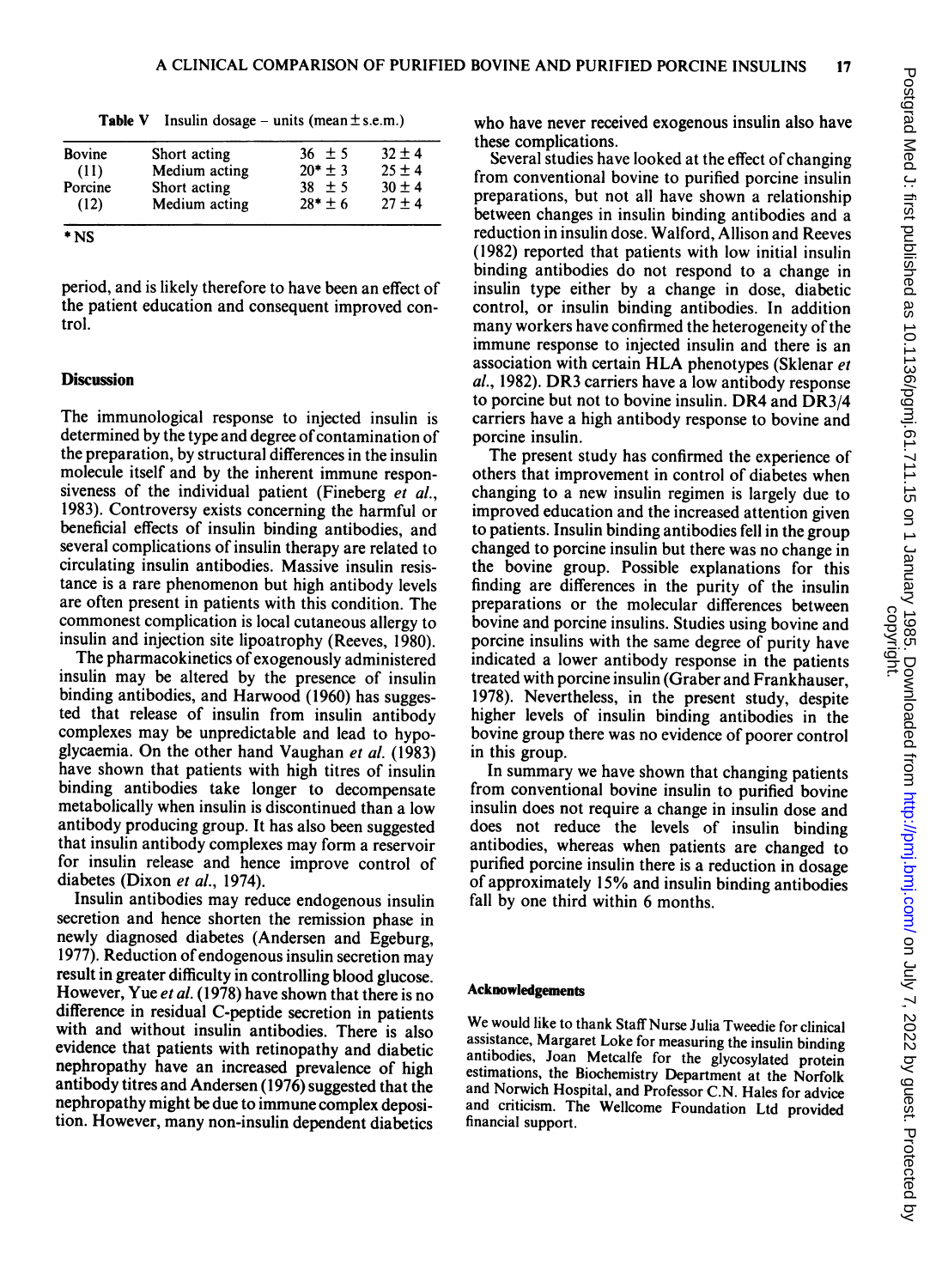Table V Insulin dosage – units (mean ± s.e.m.)

| | | | |
|---|---|---|---|
| Bovine (11) | Short acting | 36 ± 5 | 32 ± 4 |
| | Medium acting | 20* ± 3 | 25 ± 4 |
| Porcine (12) | Short acting | 38 ± 5 | 30 ± 4 |
| | Medium acting | 28* ± 6 | 27 ± 4 |

* NS

period, and is likely therefore to have been an effect of the patient education and consequent improved control.

## Discussion

The immunological response to injected insulin is determined by the type and degree of contamination of the preparation, by structural differences in the insulin molecule itself and by the inherent immune responsiveness of the individual patient (Fineberg *et al.*, 1983). Controversy exists concerning the harmful or beneficial effects of insulin binding antibodies, and several complications of insulin therapy are related to circulating insulin antibodies. Massive insulin resistance is a rare phenomenon but high antibody levels are often present in patients with this condition. The commonest complication is local cutaneous allergy to insulin and injection site lipoatrophy (Reeves, 1980).

The pharmacokinetics of exogenously administered insulin may be altered by the presence of insulin binding antibodies, and Harwood (1960) has suggested that release of insulin from insulin antibody complexes may be unpredictable and lead to hypoglycaemia. On the other hand Vaughan *et al.* (1983) have shown that patients with high titres of insulin binding antibodies take longer to decompensate metabolically when insulin is discontinued than a low antibody producing group. It has also been suggested that insulin antibody complexes may form a reservoir for insulin release and hence improve control of diabetes (Dixon *et al.*, 1974).

Insulin antibodies may reduce endogenous insulin secretion and hence shorten the remission phase in newly diagnosed diabetes (Andersen and Egeburg, 1977). Reduction of endogenous insulin secretion may result in greater difficulty in controlling blood glucose. However, Yue *et al.* (1978) have shown that there is no difference in residual C-peptide secretion in patients with and without insulin antibodies. There is also evidence that patients with retinopathy and diabetic nephropathy have an increased prevalence of high antibody titres and Andersen (1976) suggested that the nephropathy might be due to immune complex deposition. However, many non-insulin dependent diabetics who have never received exogenous insulin also have these complications.

Several studies have looked at the effect of changing from conventional bovine to purified porcine insulin preparations, but not all have shown a relationship between changes in insulin binding antibodies and a reduction in insulin dose. Walford, Allison and Reeves (1982) reported that patients with low initial insulin binding antibodies do not respond to a change in insulin type either by a change in dose, diabetic control, or insulin binding antibodies. In addition many workers have confirmed the heterogeneity of the immune response to injected insulin and there is an association with certain HLA phenotypes (Sklenar *et al.*, 1982). DR3 carriers have a low antibody response to porcine but not to bovine insulin. DR4 and DR3/4 carriers have a high antibody response to bovine and porcine insulin.

The present study has confirmed the experience of others that improvement in control of diabetes when changing to a new insulin regimen is largely due to improved education and the increased attention given to patients. Insulin binding antibodies fell in the group changed to porcine insulin but there was no change in the bovine group. Possible explanations for this finding are differences in the purity of the insulin preparations or the molecular differences between bovine and porcine insulins. Studies using bovine and porcine insulins with the same degree of purity have indicated a lower antibody response in the patients treated with porcine insulin (Graber and Frankhauser, 1978). Nevertheless, in the present study, despite higher levels of insulin binding antibodies in the bovine group there was no evidence of poorer control in this group.

In summary we have shown that changing patients from conventional bovine insulin to purified bovine insulin does not require a change in insulin dose and does not reduce the levels of insulin binding antibodies, whereas when patients are changed to purified porcine insulin there is a reduction in dosage of approximately 15% and insulin binding antibodies fall by one third within 6 months.

### Acknowledgements

We would like to thank Staff Nurse Julia Tweedie for clinical assistance, Margaret Loke for measuring the insulin binding antibodies, Joan Metcalfe for the glycosylated protein estimations, the Biochemistry Department at the Norfolk and Norwich Hospital, and Professor C.N. Hales for advice and criticism. The Wellcome Foundation Ltd provided financial support.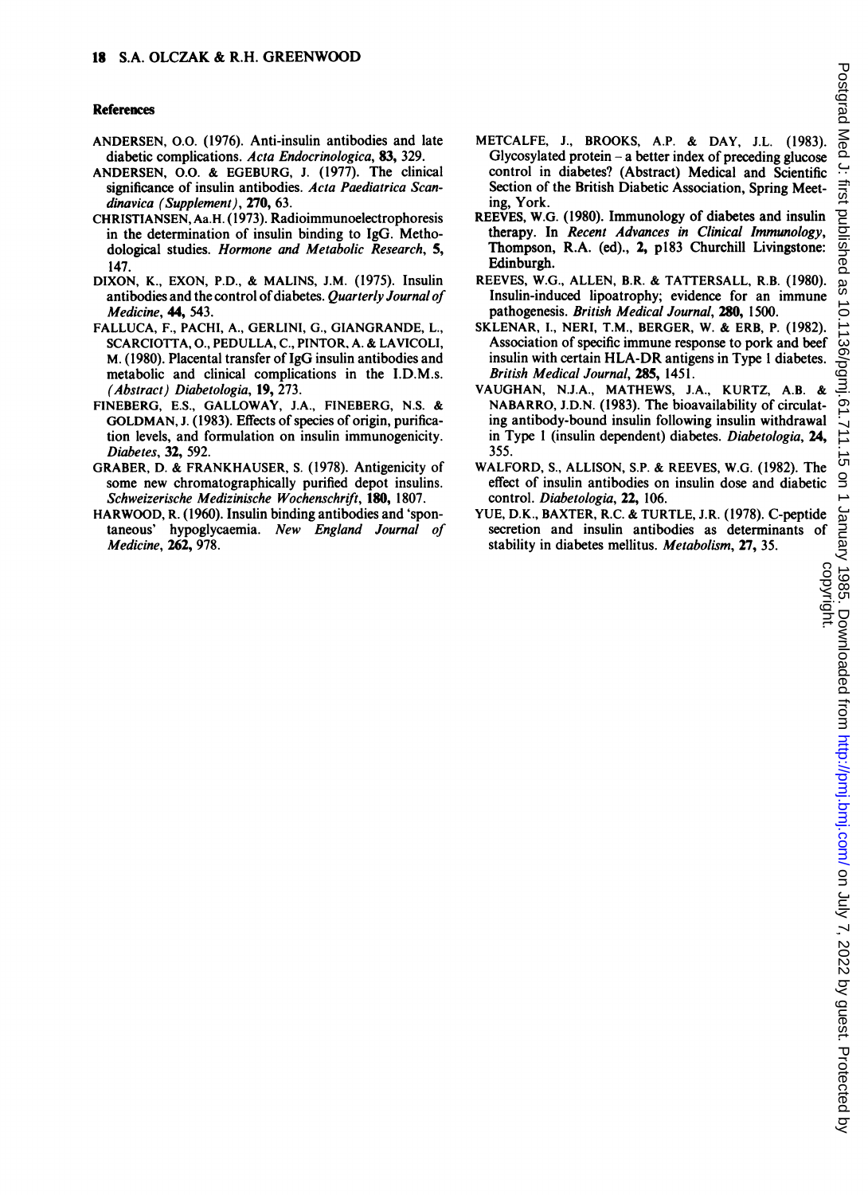## References

ANDERSEN, O.O. (1976). Anti-insulin antibodies and late diabetic complications. *Acta Endocrinologica*, **83,** 329.

ANDERSEN, O.O. & EGEBURG, J. (1977). The clinical significance of insulin antibodies. *Acta Paediatrica Scandinavica (Supplement)*, **270,** 63.

CHRISTIANSEN, Aa.H. (1973). Radioimmunoelectrophoresis in the determination of insulin binding to IgG. Methodological studies. *Hormone and Metabolic Research*, **5,** 147.

DIXON, K., EXON, P.D., & MALINS, J.M. (1975). Insulin antibodies and the control of diabetes. *Quarterly Journal of Medicine*, **44,** 543.

FALLUCA, F., PACHI, A., GERLINI, G., GIANGRANDE, L., SCARCIOTTA, O., PEDULLA, C., PINTOR, A. & LAVICOLI, M. (1980). Placental transfer of IgG insulin antibodies and metabolic and clinical complications in the I.D.M.s. *(Abstract) Diabetologia*, **19,** 273.

FINEBERG, E.S., GALLOWAY, J.A., FINEBERG, N.S. & GOLDMAN, J. (1983). Effects of species of origin, purification levels, and formulation on insulin immunogenicity. *Diabetes*, **32,** 592.

GRABER, D. & FRANKHAUSER, S. (1978). Antigenicity of some new chromatographically purified depot insulins. *Schweizerische Medizinische Wochenschrift*, **180,** 1807.

HARWOOD, R. (1960). Insulin binding antibodies and 'spontaneous' hypoglycaemia. *New England Journal of Medicine*, **262,** 978.

METCALFE, J., BROOKS, A.P. & DAY, J.L. (1983). Glycosylated protein – a better index of preceding glucose control in diabetes? (Abstract) Medical and Scientific Section of the British Diabetic Association, Spring Meeting, York.

REEVES, W.G. (1980). Immunology of diabetes and insulin therapy. In *Recent Advances in Clinical Immunology*, Thompson, R.A. (ed)., **2,** p183 Churchill Livingstone: Edinburgh.

REEVES, W.G., ALLEN, B.R. & TATTERSALL, R.B. (1980). Insulin-induced lipoatrophy; evidence for an immune pathogenesis. *British Medical Journal*, **280,** 1500.

SKLENAR, I., NERI, T.M., BERGER, W. & ERB, P. (1982). Association of specific immune response to pork and beef insulin with certain HLA-DR antigens in Type 1 diabetes. *British Medical Journal*, **285,** 1451.

VAUGHAN, N.J.A., MATHEWS, J.A., KURTZ, A.B. & NABARRO, J.D.N. (1983). The bioavailability of circulating antibody-bound insulin following insulin withdrawal in Type 1 (insulin dependent) diabetes. *Diabetologia*, **24,** 355.

WALFORD, S., ALLISON, S.P. & REEVES, W.G. (1982). The effect of insulin antibodies on insulin dose and diabetic control. *Diabetologia*, **22,** 106.

YUE, D.K., BAXTER, R.C. & TURTLE, J.R. (1978). C-peptide secretion and insulin antibodies as determinants of stability in diabetes mellitus. *Metabolism*, **27,** 35.